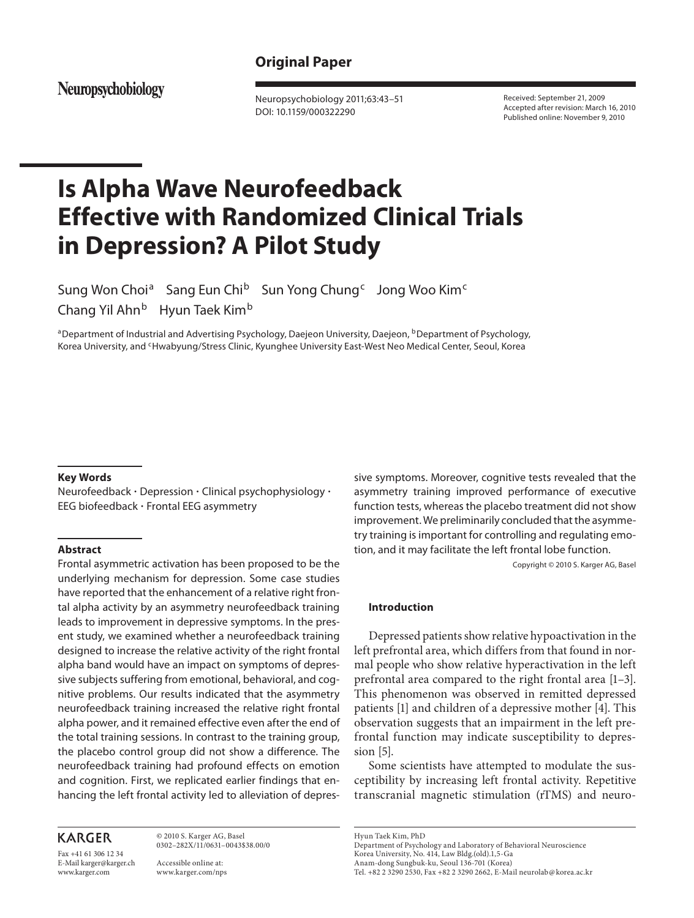**Original Paper**

Neuropsychobiology

Neuropsychobiology 2011;63:43–51
DOI: 10.1159/000322290

Received: September 21, 2009
Accepted after revision: March 16, 2010
Published online: November 9, 2010

# Is Alpha Wave Neurofeedback Effective with Randomized Clinical Trials in Depression? A Pilot Study

Sung Won Choi[a] Sang Eun Chi[b] Sun Yong Chung[c] Jong Woo Kim[c] Chang Yil Ahn[b] Hyun Taek Kim[b]

[a]Department of Industrial and Advertising Psychology, Daejeon University, Daejeon, [b]Department of Psychology, Korea University, and [c]Hwabyung/Stress Clinic, Kyunghee University East-West Neo Medical Center, Seoul, Korea

**Key Words**

Neurofeedback · Depression · Clinical psychophysiology · EEG biofeedback · Frontal EEG asymmetry

**Abstract**

Frontal asymmetric activation has been proposed to be the underlying mechanism for depression. Some case studies have reported that the enhancement of a relative right frontal alpha activity by an asymmetry neurofeedback training leads to improvement in depressive symptoms. In the present study, we examined whether a neurofeedback training designed to increase the relative activity of the right frontal alpha band would have an impact on symptoms of depressive subjects suffering from emotional, behavioral, and cognitive problems. Our results indicated that the asymmetry neurofeedback training increased the relative right frontal alpha power, and it remained effective even after the end of the total training sessions. In contrast to the training group, the placebo control group did not show a difference. The neurofeedback training had profound effects on emotion and cognition. First, we replicated earlier findings that enhancing the left frontal activity led to alleviation of depressive symptoms. Moreover, cognitive tests revealed that the asymmetry training improved performance of executive function tests, whereas the placebo treatment did not show improvement. We preliminarily concluded that the asymmetry training is important for controlling and regulating emotion, and it may facilitate the left frontal lobe function.

Copyright © 2010 S. Karger AG, Basel

**Introduction**

Depressed patients show relative hypoactivation in the left prefrontal area, which differs from that found in normal people who show relative hyperactivation in the left prefrontal area compared to the right frontal area [1–3]. This phenomenon was observed in remitted depressed patients [1] and children of a depressive mother [4]. This observation suggests that an impairment in the left prefrontal function may indicate susceptibility to depression [5].

Some scientists have attempted to modulate the susceptibility by increasing left frontal activity. Repetitive transcranial magnetic stimulation (rTMS) and neuro-

KARGER

Fax +41 61 306 12 34
E-Mail karger@karger.ch
www.karger.com

© 2010 S. Karger AG, Basel
0302–282X/11/0631–0043$38.00/0

Accessible online at:
www.karger.com/nps

Hyun Taek Kim, PhD
Department of Psychology and Laboratory of Behavioral Neuroscience
Korea University, No. 414, Law Bldg.(old).1,5-Ga
Anam-dong Sungbuk-ku, Seoul 136-701 (Korea)
Tel. +82 2 3290 2530, Fax +82 2 3290 2662, E-Mail neurolab@korea.ac.kr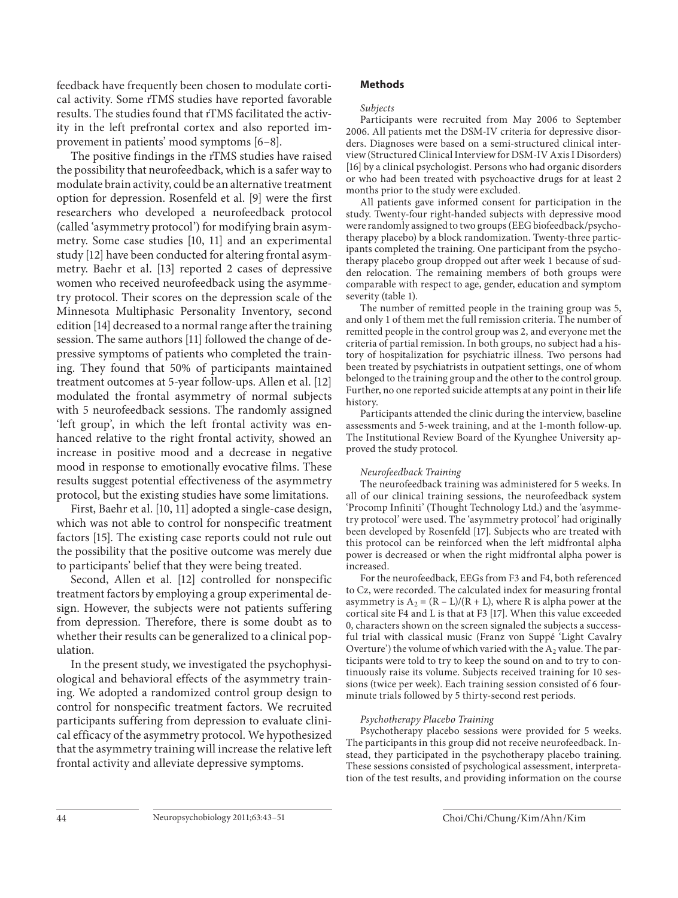feedback have frequently been chosen to modulate cortical activity. Some rTMS studies have reported favorable results. The studies found that rTMS facilitated the activity in the left prefrontal cortex and also reported improvement in patients' mood symptoms [6–8].

The positive findings in the rTMS studies have raised the possibility that neurofeedback, which is a safer way to modulate brain activity, could be an alternative treatment option for depression. Rosenfeld et al. [9] were the first researchers who developed a neurofeedback protocol (called 'asymmetry protocol') for modifying brain asymmetry. Some case studies [10, 11] and an experimental study [12] have been conducted for altering frontal asymmetry. Baehr et al. [13] reported 2 cases of depressive women who received neurofeedback using the asymmetry protocol. Their scores on the depression scale of the Minnesota Multiphasic Personality Inventory, second edition [14] decreased to a normal range after the training session. The same authors [11] followed the change of depressive symptoms of patients who completed the training. They found that 50% of participants maintained treatment outcomes at 5-year follow-ups. Allen et al. [12] modulated the frontal asymmetry of normal subjects with 5 neurofeedback sessions. The randomly assigned 'left group', in which the left frontal activity was enhanced relative to the right frontal activity, showed an increase in positive mood and a decrease in negative mood in response to emotionally evocative films. These results suggest potential effectiveness of the asymmetry protocol, but the existing studies have some limitations.

First, Baehr et al. [10, 11] adopted a single-case design, which was not able to control for nonspecific treatment factors [15]. The existing case reports could not rule out the possibility that the positive outcome was merely due to participants' belief that they were being treated.

Second, Allen et al. [12] controlled for nonspecific treatment factors by employing a group experimental design. However, the subjects were not patients suffering from depression. Therefore, there is some doubt as to whether their results can be generalized to a clinical population.

In the present study, we investigated the psychophysiological and behavioral effects of the asymmetry training. We adopted a randomized control group design to control for nonspecific treatment factors. We recruited participants suffering from depression to evaluate clinical efficacy of the asymmetry protocol. We hypothesized that the asymmetry training will increase the relative left frontal activity and alleviate depressive symptoms.

## Methods

*Subjects*

Participants were recruited from May 2006 to September 2006. All patients met the DSM-IV criteria for depressive disorders. Diagnoses were based on a semi-structured clinical interview (Structured Clinical Interview for DSM-IV Axis I Disorders) [16] by a clinical psychologist. Persons who had organic disorders or who had been treated with psychoactive drugs for at least 2 months prior to the study were excluded.

All patients gave informed consent for participation in the study. Twenty-four right-handed subjects with depressive mood were randomly assigned to two groups (EEG biofeedback/psychotherapy placebo) by a block randomization. Twenty-three participants completed the training. One participant from the psychotherapy placebo group dropped out after week 1 because of sudden relocation. The remaining members of both groups were comparable with respect to age, gender, education and symptom severity (table 1).

The number of remitted people in the training group was 5, and only 1 of them met the full remission criteria. The number of remitted people in the control group was 2, and everyone met the criteria of partial remission. In both groups, no subject had a history of hospitalization for psychiatric illness. Two persons had been treated by psychiatrists in outpatient settings, one of whom belonged to the training group and the other to the control group. Further, no one reported suicide attempts at any point in their life history.

Participants attended the clinic during the interview, baseline assessments and 5-week training, and at the 1-month follow-up. The Institutional Review Board of the Kyunghee University approved the study protocol.

*Neurofeedback Training*

The neurofeedback training was administered for 5 weeks. In all of our clinical training sessions, the neurofeedback system 'Procomp Infiniti' (Thought Technology Ltd.) and the 'asymmetry protocol' were used. The 'asymmetry protocol' had originally been developed by Rosenfeld [17]. Subjects who are treated with this protocol can be reinforced when the left midfrontal alpha power is decreased or when the right midfrontal alpha power is increased.

For the neurofeedback, EEGs from F3 and F4, both referenced to Cz, were recorded. The calculated index for measuring frontal asymmetry is $A_2 = (R - L)/(R + L)$, where R is alpha power at the cortical site F4 and L is that at F3 [17]. When this value exceeded 0, characters shown on the screen signaled the subjects a successful trial with classical music (Franz von Suppé 'Light Cavalry Overture') the volume of which varied with the $A_2$ value. The participants were told to try to keep the sound on and to try to continuously raise its volume. Subjects received training for 10 sessions (twice per week). Each training session consisted of 6 four-minute trials followed by 5 thirty-second rest periods.

*Psychotherapy Placebo Training*

Psychotherapy placebo sessions were provided for 5 weeks. The participants in this group did not receive neurofeedback. Instead, they participated in the psychotherapy placebo training. These sessions consisted of psychological assessment, interpretation of the test results, and providing information on the course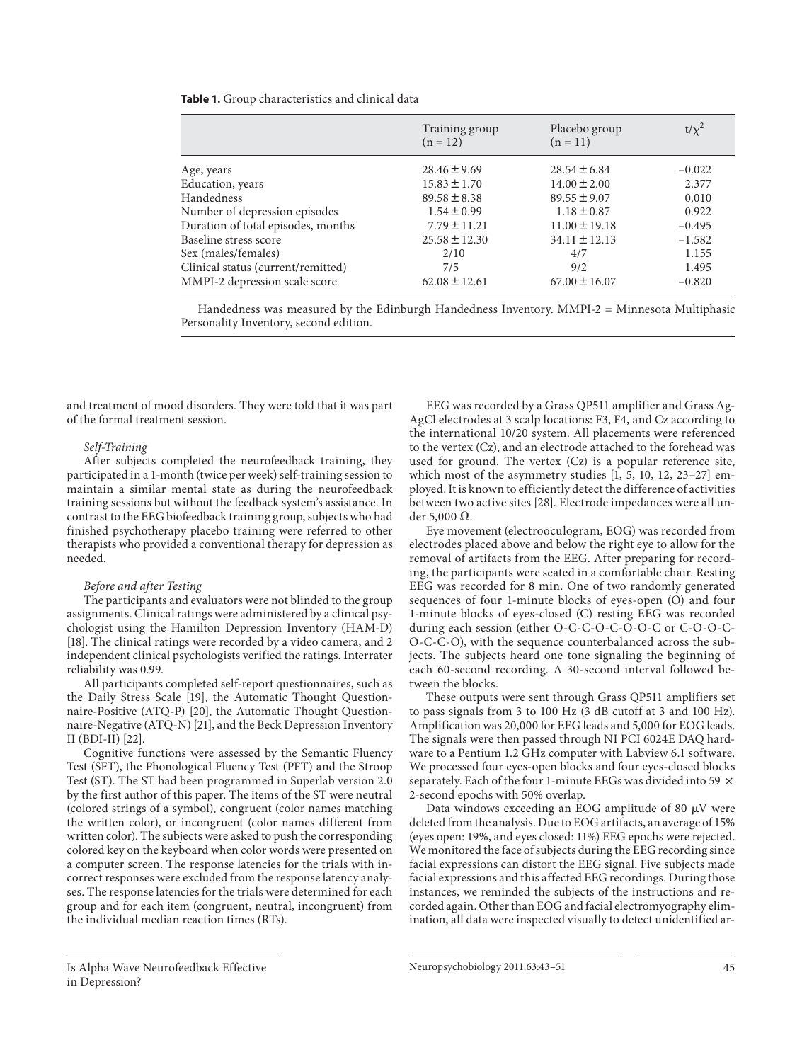**Table 1.** Group characteristics and clinical data

| | Training group (n = 12) | Placebo group (n = 11) | $t/\chi^2$ |
|---|---|---|---|
| Age, years | 28.46 ± 9.69 | 28.54 ± 6.84 | −0.022 |
| Education, years | 15.83 ± 1.70 | 14.00 ± 2.00 | 2.377 |
| Handedness | 89.58 ± 8.38 | 89.55 ± 9.07 | 0.010 |
| Number of depression episodes | 1.54 ± 0.99 | 1.18 ± 0.87 | 0.922 |
| Duration of total episodes, months | 7.79 ± 11.21 | 11.00 ± 19.18 | −0.495 |
| Baseline stress score | 25.58 ± 12.30 | 34.11 ± 12.13 | −1.582 |
| Sex (males/females) | 2/10 | 4/7 | 1.155 |
| Clinical status (current/remitted) | 7/5 | 9/2 | 1.495 |
| MMPI-2 depression scale score | 62.08 ± 12.61 | 67.00 ± 16.07 | −0.820 |

Handedness was measured by the Edinburgh Handedness Inventory. MMPI-2 = Minnesota Multiphasic Personality Inventory, second edition.

and treatment of mood disorders. They were told that it was part of the formal treatment session.

*Self-Training*

After subjects completed the neurofeedback training, they participated in a 1-month (twice per week) self-training session to maintain a similar mental state as during the neurofeedback training sessions but without the feedback system's assistance. In contrast to the EEG biofeedback training group, subjects who had finished psychotherapy placebo training were referred to other therapists who provided a conventional therapy for depression as needed.

*Before and after Testing*

The participants and evaluators were not blinded to the group assignments. Clinical ratings were administered by a clinical psychologist using the Hamilton Depression Inventory (HAM-D) [18]. The clinical ratings were recorded by a video camera, and 2 independent clinical psychologists verified the ratings. Interrater reliability was 0.99.

All participants completed self-report questionnaires, such as the Daily Stress Scale [19], the Automatic Thought Questionnaire-Positive (ATQ-P) [20], the Automatic Thought Questionnaire-Negative (ATQ-N) [21], and the Beck Depression Inventory II (BDI-II) [22].

Cognitive functions were assessed by the Semantic Fluency Test (SFT), the Phonological Fluency Test (PFT) and the Stroop Test (ST). The ST had been programmed in Superlab version 2.0 by the first author of this paper. The items of the ST were neutral (colored strings of a symbol), congruent (color names matching the written color), or incongruent (color names different from written color). The subjects were asked to push the corresponding colored key on the keyboard when color words were presented on a computer screen. The response latencies for the trials with incorrect responses were excluded from the response latency analyses. The response latencies for the trials were determined for each group and for each item (congruent, neutral, incongruent) from the individual median reaction times (RTs).

EEG was recorded by a Grass QP511 amplifier and Grass Ag-AgCl electrodes at 3 scalp locations: F3, F4, and Cz according to the international 10/20 system. All placements were referenced to the vertex (Cz), and an electrode attached to the forehead was used for ground. The vertex (Cz) is a popular reference site, which most of the asymmetry studies [1, 5, 10, 12, 23–27] employed. It is known to efficiently detect the difference of activities between two active sites [28]. Electrode impedances were all under 5,000 Ω.

Eye movement (electrooculogram, EOG) was recorded from electrodes placed above and below the right eye to allow for the removal of artifacts from the EEG. After preparing for recording, the participants were seated in a comfortable chair. Resting EEG was recorded for 8 min. One of two randomly generated sequences of four 1-minute blocks of eyes-open (O) and four 1-minute blocks of eyes-closed (C) resting EEG was recorded during each session (either O-C-C-O-C-O-O-C or C-O-O-C-O-C-C-O), with the sequence counterbalanced across the subjects. The subjects heard one tone signaling the beginning of each 60-second recording. A 30-second interval followed between the blocks.

These outputs were sent through Grass QP511 amplifiers set to pass signals from 3 to 100 Hz (3 dB cutoff at 3 and 100 Hz). Amplification was 20,000 for EEG leads and 5,000 for EOG leads. The signals were then passed through NI PCI 6024E DAQ hardware to a Pentium 1.2 GHz computer with Labview 6.1 software. We processed four eyes-open blocks and four eyes-closed blocks separately. Each of the four 1-minute EEGs was divided into 59 × 2-second epochs with 50% overlap.

Data windows exceeding an EOG amplitude of 80 μV were deleted from the analysis. Due to EOG artifacts, an average of 15% (eyes open: 19%, and eyes closed: 11%) EEG epochs were rejected. We monitored the face of subjects during the EEG recording since facial expressions can distort the EEG signal. Five subjects made facial expressions and this affected EEG recordings. During those instances, we reminded the subjects of the instructions and recorded again. Other than EOG and facial electromyography elimination, all data were inspected visually to detect unidentified ar-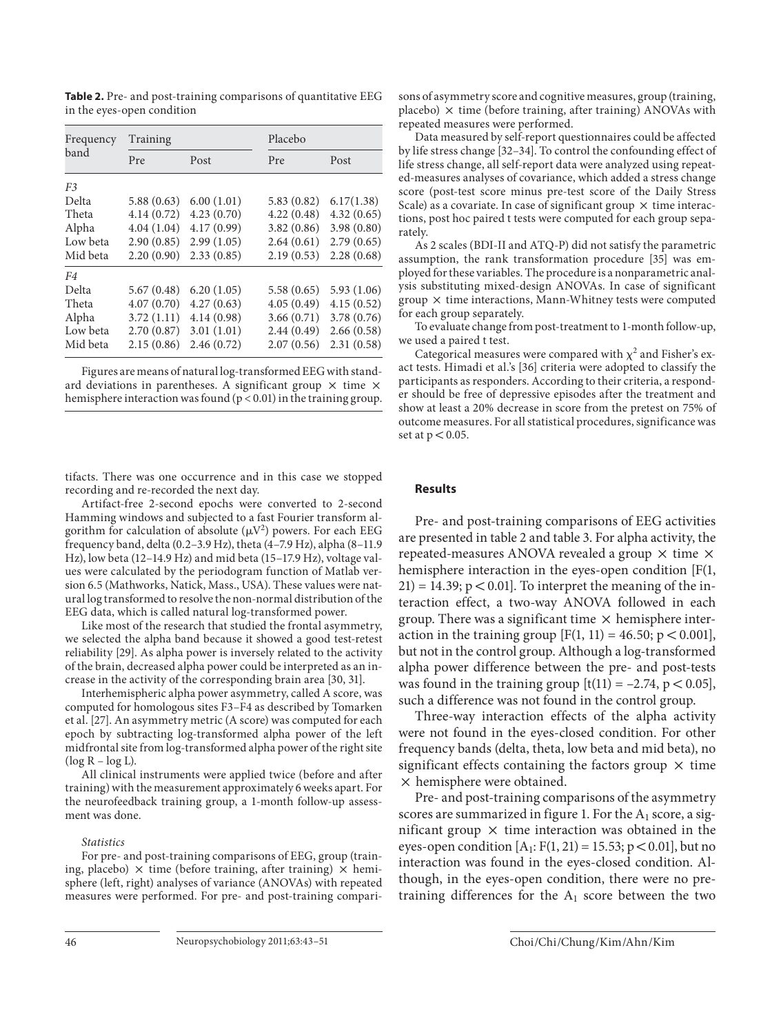**Table 2.** Pre- and post-training comparisons of quantitative EEG in the eyes-open condition

| Frequency band | Training | | Placebo | |
|---|---|---|---|---|
| | Pre | Post | Pre | Post |
| *F3* | | | | |
| Delta | 5.88 (0.63) | 6.00 (1.01) | 5.83 (0.82) | 6.17(1.38) |
| Theta | 4.14 (0.72) | 4.23 (0.70) | 4.22 (0.48) | 4.32 (0.65) |
| Alpha | 4.04 (1.04) | 4.17 (0.99) | 3.82 (0.86) | 3.98 (0.80) |
| Low beta | 2.90 (0.85) | 2.99 (1.05) | 2.64 (0.61) | 2.79 (0.65) |
| Mid beta | 2.20 (0.90) | 2.33 (0.85) | 2.19 (0.53) | 2.28 (0.68) |
| *F4* | | | | |
| Delta | 5.67 (0.48) | 6.20 (1.05) | 5.58 (0.65) | 5.93 (1.06) |
| Theta | 4.07 (0.70) | 4.27 (0.63) | 4.05 (0.49) | 4.15 (0.52) |
| Alpha | 3.72 (1.11) | 4.14 (0.98) | 3.66 (0.71) | 3.78 (0.76) |
| Low beta | 2.70 (0.87) | 3.01 (1.01) | 2.44 (0.49) | 2.66 (0.58) |
| Mid beta | 2.15 (0.86) | 2.46 (0.72) | 2.07 (0.56) | 2.31 (0.58) |

Figures are means of natural log-transformed EEG with standard deviations in parentheses. A significant group × time × hemisphere interaction was found ($p < 0.01$) in the training group.

tifacts. There was one occurrence and in this case we stopped recording and re-recorded the next day.

Artifact-free 2-second epochs were converted to 2-second Hamming windows and subjected to a fast Fourier transform algorithm for calculation of absolute ($\mu V^2$) powers. For each EEG frequency band, delta (0.2–3.9 Hz), theta (4–7.9 Hz), alpha (8–11.9 Hz), low beta (12–14.9 Hz) and mid beta (15–17.9 Hz), voltage values were calculated by the periodogram function of Matlab version 6.5 (Mathworks, Natick, Mass., USA). These values were natural log transformed to resolve the non-normal distribution of the EEG data, which is called natural log-transformed power.

Like most of the research that studied the frontal asymmetry, we selected the alpha band because it showed a good test-retest reliability [29]. As alpha power is inversely related to the activity of the brain, decreased alpha power could be interpreted as an increase in the activity of the corresponding brain area [30, 31].

Interhemispheric alpha power asymmetry, called A score, was computed for homologous sites F3–F4 as described by Tomarken et al. [27]. An asymmetry metric (A score) was computed for each epoch by subtracting log-transformed alpha power of the left midfrontal site from log-transformed alpha power of the right site ($\log R - \log L$).

All clinical instruments were applied twice (before and after training) with the measurement approximately 6 weeks apart. For the neurofeedback training group, a 1-month follow-up assessment was done.

*Statistics*

For pre- and post-training comparisons of EEG, group (training, placebo) × time (before training, after training) × hemisphere (left, right) analyses of variance (ANOVAs) with repeated measures were performed. For pre- and post-training comparisons of asymmetry score and cognitive measures, group (training, placebo) × time (before training, after training) ANOVAs with repeated measures were performed.

Data measured by self-report questionnaires could be affected by life stress change [32–34]. To control the confounding effect of life stress change, all self-report data were analyzed using repeated-measures analyses of covariance, which added a stress change score (post-test score minus pre-test score of the Daily Stress Scale) as a covariate. In case of significant group × time interactions, post hoc paired t tests were computed for each group separately.

As 2 scales (BDI-II and ATQ-P) did not satisfy the parametric assumption, the rank transformation procedure [35] was employed for these variables. The procedure is a nonparametric analysis substituting mixed-design ANOVAs. In case of significant group × time interactions, Mann-Whitney tests were computed for each group separately.

To evaluate change from post-treatment to 1-month follow-up, we used a paired t test.

Categorical measures were compared with $\chi^2$ and Fisher's exact tests. Himadi et al.'s [36] criteria were adopted to classify the participants as responders. According to their criteria, a responder should be free of depressive episodes after the treatment and show at least a 20% decrease in score from the pretest on 75% of outcome measures. For all statistical procedures, significance was set at $p < 0.05$.

## Results

Pre- and post-training comparisons of EEG activities are presented in table 2 and table 3. For alpha activity, the repeated-measures ANOVA revealed a group × time × hemisphere interaction in the eyes-open condition [$F(1, 21) = 14.39$; $p < 0.01$]. To interpret the meaning of the interaction effect, a two-way ANOVA followed in each group. There was a significant time × hemisphere interaction in the training group [$F(1, 11) = 46.50$; $p < 0.001$], but not in the control group. Although a log-transformed alpha power difference between the pre- and post-tests was found in the training group [$t(11) = -2.74$, $p < 0.05$], such a difference was not found in the control group.

Three-way interaction effects of the alpha activity were not found in the eyes-closed condition. For other frequency bands (delta, theta, low beta and mid beta), no significant effects containing the factors group × time × hemisphere were obtained.

Pre- and post-training comparisons of the asymmetry scores are summarized in figure 1. For the $A_1$ score, a significant group × time interaction was obtained in the eyes-open condition [$A_1$: $F(1, 21) = 15.53$; $p < 0.01$], but no interaction was found in the eyes-closed condition. Although, in the eyes-open condition, there were no pre-training differences for the $A_1$ score between the two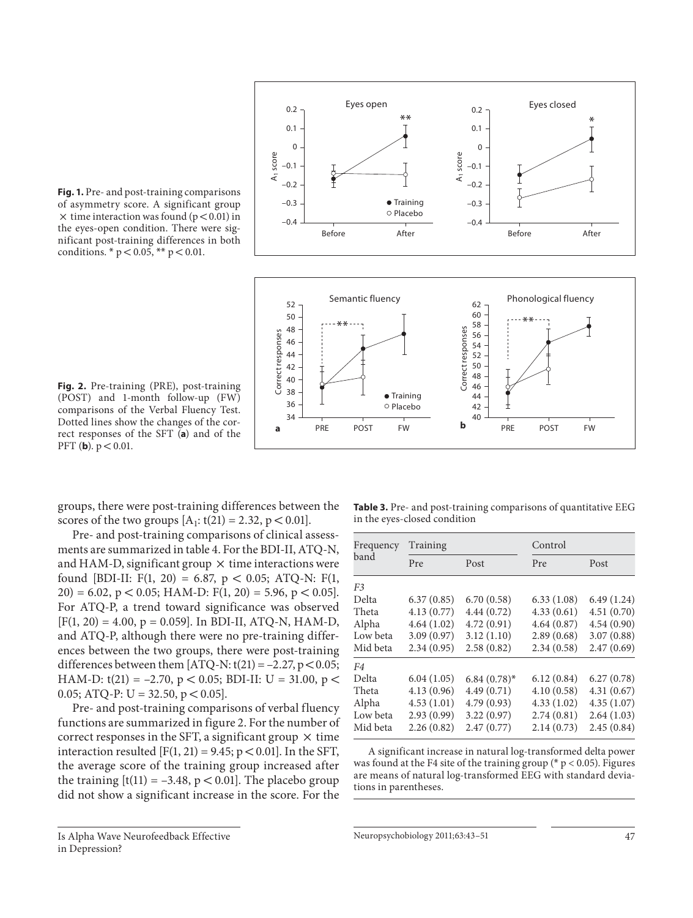**Fig. 1.** Pre- and post-training comparisons of asymmetry score. A significant group × time interaction was found ($p < 0.01$) in the eyes-open condition. There were significant post-training differences in both conditions. * $p < 0.05$, ** $p < 0.01$.

**Fig. 2.** Pre-training (PRE), post-training (POST) and 1-month follow-up (FW) comparisons of the Verbal Fluency Test. Dotted lines show the changes of the correct responses of the SFT (**a**) and of the PFT (**b**). $p < 0.01$.

groups, there were post-training differences between the scores of the two groups [$A_1$: $t(21) = 2.32$, $p < 0.01$].

Pre- and post-training comparisons of clinical assessments are summarized in table 4. For the BDI-II, ATQ-N, and HAM-D, significant group × time interactions were found [BDI-II: $F(1, 20) = 6.87$, $p < 0.05$; ATQ-N: $F(1, 20) = 6.02$, $p < 0.05$; HAM-D: $F(1, 20) = 5.96$, $p < 0.05$]. For ATQ-P, a trend toward significance was observed [$F(1, 20) = 4.00$, $p = 0.059$]. In BDI-II, ATQ-N, HAM-D, and ATQ-P, although there were no pre-training differences between the two groups, there were post-training differences between them [ATQ-N: $t(21) = -2.27$, $p < 0.05$; HAM-D: $t(21) = -2.70$, $p < 0.05$; BDI-II: $U = 31.00$, $p < 0.05$; ATQ-P: $U = 32.50$, $p < 0.05$].

Pre- and post-training comparisons of verbal fluency functions are summarized in figure 2. For the number of correct responses in the SFT, a significant group × time interaction resulted [$F(1, 21) = 9.45$; $p < 0.01$]. In the SFT, the average score of the training group increased after the training [$t(11) = -3.48$, $p < 0.01$]. The placebo group did not show a significant increase in the score. For the

**Table 3.** Pre- and post-training comparisons of quantitative EEG in the eyes-closed condition

| Frequency band | Training | | Control | |
|---|---|---|---|---|
| | Pre | Post | Pre | Post |
| *F3* | | | | |
| Delta | 6.37 (0.85) | 6.70 (0.58) | 6.33 (1.08) | 6.49 (1.24) |
| Theta | 4.13 (0.77) | 4.44 (0.72) | 4.33 (0.61) | 4.51 (0.70) |
| Alpha | 4.64 (1.02) | 4.72 (0.91) | 4.64 (0.87) | 4.54 (0.90) |
| Low beta | 3.09 (0.97) | 3.12 (1.10) | 2.89 (0.68) | 3.07 (0.88) |
| Mid beta | 2.34 (0.95) | 2.58 (0.82) | 2.34 (0.58) | 2.47 (0.69) |
| *F4* | | | | |
| Delta | 6.04 (1.05) | 6.84 (0.78)* | 6.12 (0.84) | 6.27 (0.78) |
| Theta | 4.13 (0.96) | 4.49 (0.71) | 4.10 (0.58) | 4.31 (0.67) |
| Alpha | 4.53 (1.01) | 4.79 (0.93) | 4.33 (1.02) | 4.35 (1.07) |
| Low beta | 2.93 (0.99) | 3.22 (0.97) | 2.74 (0.81) | 2.64 (1.03) |
| Mid beta | 2.26 (0.82) | 2.47 (0.77) | 2.14 (0.73) | 2.45 (0.84) |

A significant increase in natural log-transformed delta power was found at the F4 site of the training group (* $p < 0.05$). Figures are means of natural log-transformed EEG with standard deviations in parentheses.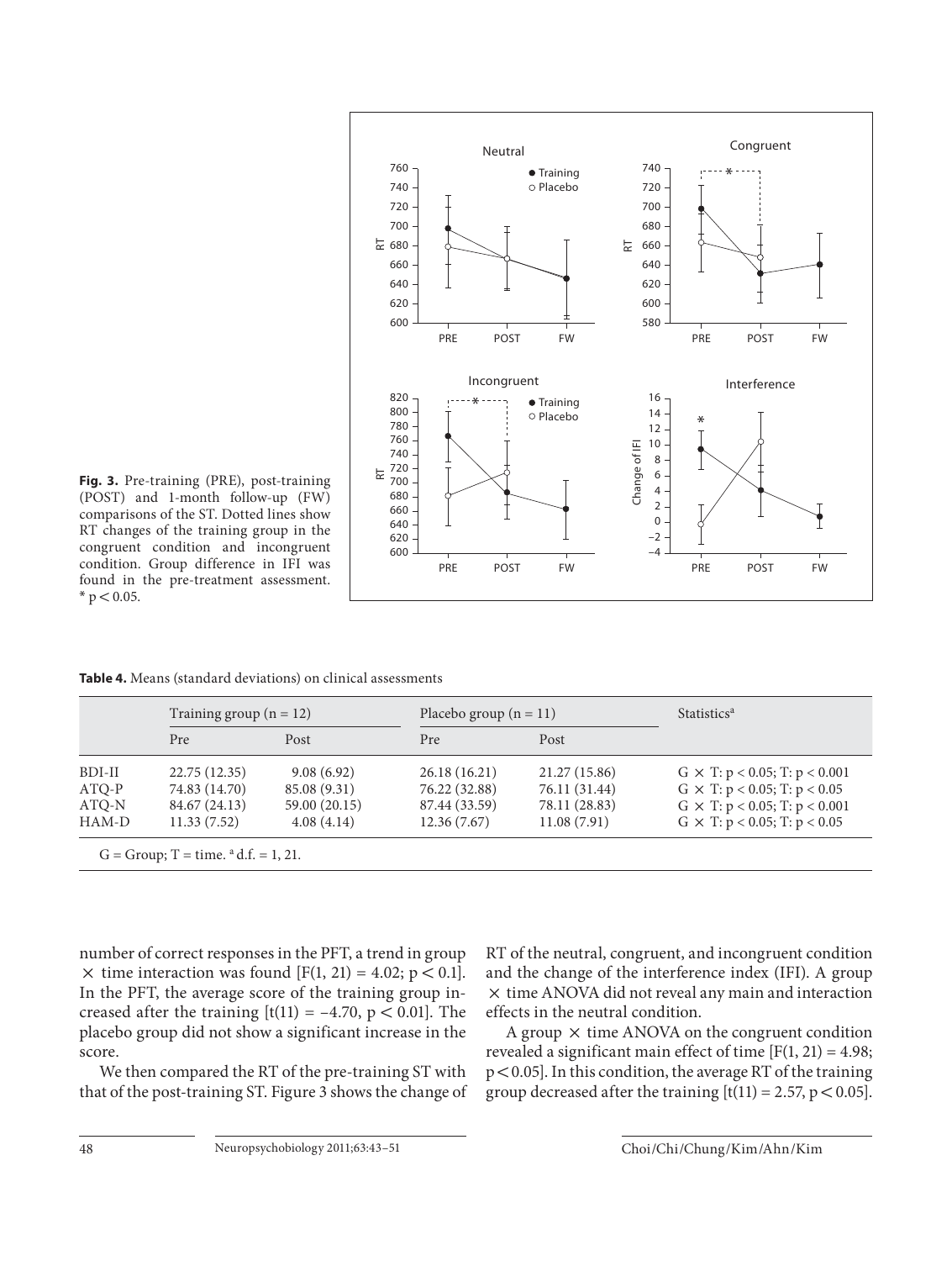**Fig. 3.** Pre-training (PRE), post-training (POST) and 1-month follow-up (FW) comparisons of the ST. Dotted lines show RT changes of the training group in the congruent condition and incongruent condition. Group difference in IFI was found in the pre-treatment assessment. * $p < 0.05$.

**Table 4.** Means (standard deviations) on clinical assessments

| | Training group (n = 12) | | Placebo group (n = 11) | | Statistics[a] |
|---|---|---|---|---|---|
| | Pre | Post | Pre | Post | |
| BDI-II | 22.75 (12.35) | 9.08 (6.92) | 26.18 (16.21) | 21.27 (15.86) | G × T: $p < 0.05$; T: $p < 0.001$ |
| ATQ-P | 74.83 (14.70) | 85.08 (9.31) | 76.22 (32.88) | 76.11 (31.44) | G × T: $p < 0.05$; T: $p < 0.05$ |
| ATQ-N | 84.67 (24.13) | 59.00 (20.15) | 87.44 (33.59) | 78.11 (28.83) | G × T: $p < 0.05$; T: $p < 0.001$ |
| HAM-D | 11.33 (7.52) | 4.08 (4.14) | 12.36 (7.67) | 11.08 (7.91) | G × T: $p < 0.05$; T: $p < 0.05$ |

G = Group; T = time. [a] d.f. = 1, 21.

number of correct responses in the PFT, a trend in group × time interaction was found [$F(1, 21) = 4.02$; $p < 0.1$]. In the PFT, the average score of the training group increased after the training [$t(11) = -4.70$, $p < 0.01$]. The placebo group did not show a significant increase in the score.

We then compared the RT of the pre-training ST with that of the post-training ST. Figure 3 shows the change of RT of the neutral, congruent, and incongruent condition and the change of the interference index (IFI). A group × time ANOVA did not reveal any main and interaction effects in the neutral condition.

A group × time ANOVA on the congruent condition revealed a significant main effect of time [$F(1, 21) = 4.98$; $p < 0.05$]. In this condition, the average RT of the training group decreased after the training [$t(11) = 2.57$, $p < 0.05$].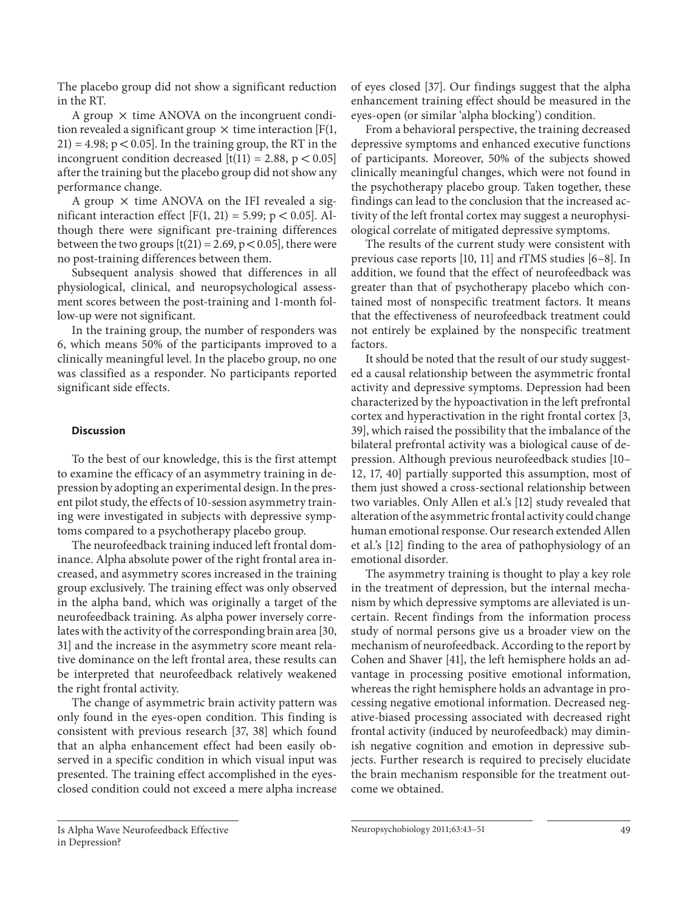The placebo group did not show a significant reduction in the RT.

A group × time ANOVA on the incongruent condition revealed a significant group × time interaction [$F(1, 21) = 4.98$; $p < 0.05$]. In the training group, the RT in the incongruent condition decreased [$t(11) = 2.88$, $p < 0.05$] after the training but the placebo group did not show any performance change.

A group × time ANOVA on the IFI revealed a significant interaction effect [$F(1, 21) = 5.99$; $p < 0.05$]. Although there were significant pre-training differences between the two groups [$t(21) = 2.69$, $p < 0.05$], there were no post-training differences between them.

Subsequent analysis showed that differences in all physiological, clinical, and neuropsychological assessment scores between the post-training and 1-month follow-up were not significant.

In the training group, the number of responders was 6, which means 50% of the participants improved to a clinically meaningful level. In the placebo group, no one was classified as a responder. No participants reported significant side effects.

## Discussion

To the best of our knowledge, this is the first attempt to examine the efficacy of an asymmetry training in depression by adopting an experimental design. In the present pilot study, the effects of 10-session asymmetry training were investigated in subjects with depressive symptoms compared to a psychotherapy placebo group.

The neurofeedback training induced left frontal dominance. Alpha absolute power of the right frontal area increased, and asymmetry scores increased in the training group exclusively. The training effect was only observed in the alpha band, which was originally a target of the neurofeedback training. As alpha power inversely correlates with the activity of the corresponding brain area [30, 31] and the increase in the asymmetry score meant relative dominance on the left frontal area, these results can be interpreted that neurofeedback relatively weakened the right frontal activity.

The change of asymmetric brain activity pattern was only found in the eyes-open condition. This finding is consistent with previous research [37, 38] which found that an alpha enhancement effect had been easily observed in a specific condition in which visual input was presented. The training effect accomplished in the eyes-closed condition could not exceed a mere alpha increase of eyes closed [37]. Our findings suggest that the alpha enhancement training effect should be measured in the eyes-open (or similar 'alpha blocking') condition.

From a behavioral perspective, the training decreased depressive symptoms and enhanced executive functions of participants. Moreover, 50% of the subjects showed clinically meaningful changes, which were not found in the psychotherapy placebo group. Taken together, these findings can lead to the conclusion that the increased activity of the left frontal cortex may suggest a neurophysiological correlate of mitigated depressive symptoms.

The results of the current study were consistent with previous case reports [10, 11] and rTMS studies [6–8]. In addition, we found that the effect of neurofeedback was greater than that of psychotherapy placebo which contained most of nonspecific treatment factors. It means that the effectiveness of neurofeedback treatment could not entirely be explained by the nonspecific treatment factors.

It should be noted that the result of our study suggested a causal relationship between the asymmetric frontal activity and depressive symptoms. Depression had been characterized by the hypoactivation in the left prefrontal cortex and hyperactivation in the right frontal cortex [3, 39], which raised the possibility that the imbalance of the bilateral prefrontal activity was a biological cause of depression. Although previous neurofeedback studies [10–12, 17, 40] partially supported this assumption, most of them just showed a cross-sectional relationship between two variables. Only Allen et al.'s [12] study revealed that alteration of the asymmetric frontal activity could change human emotional response. Our research extended Allen et al.'s [12] finding to the area of pathophysiology of an emotional disorder.

The asymmetry training is thought to play a key role in the treatment of depression, but the internal mechanism by which depressive symptoms are alleviated is uncertain. Recent findings from the information process study of normal persons give us a broader view on the mechanism of neurofeedback. According to the report by Cohen and Shaver [41], the left hemisphere holds an advantage in processing positive emotional information, whereas the right hemisphere holds an advantage in processing negative emotional information. Decreased negative-biased processing associated with decreased right frontal activity (induced by neurofeedback) may diminish negative cognition and emotion in depressive subjects. Further research is required to precisely elucidate the brain mechanism responsible for the treatment outcome we obtained.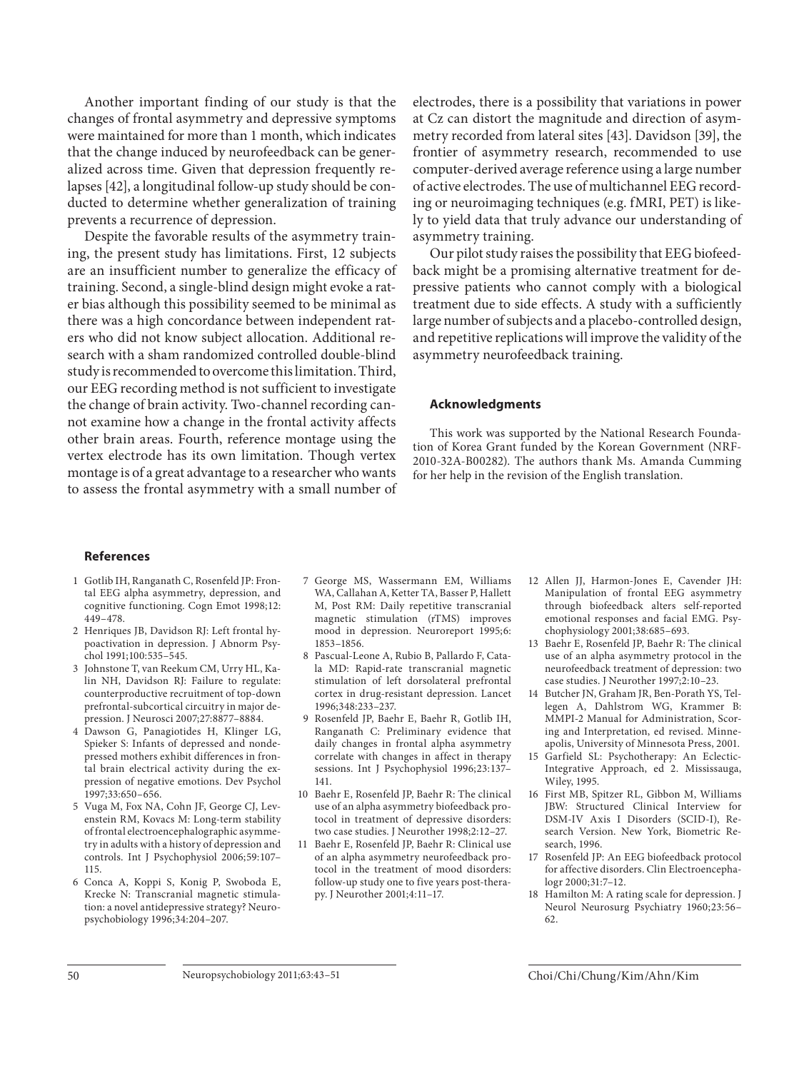Another important finding of our study is that the changes of frontal asymmetry and depressive symptoms were maintained for more than 1 month, which indicates that the change induced by neurofeedback can be generalized across time. Given that depression frequently relapses [42], a longitudinal follow-up study should be conducted to determine whether generalization of training prevents a recurrence of depression.

Despite the favorable results of the asymmetry training, the present study has limitations. First, 12 subjects are an insufficient number to generalize the efficacy of training. Second, a single-blind design might evoke a rater bias although this possibility seemed to be minimal as there was a high concordance between independent raters who did not know subject allocation. Additional research with a sham randomized controlled double-blind study is recommended to overcome this limitation. Third, our EEG recording method is not sufficient to investigate the change of brain activity. Two-channel recording cannot examine how a change in the frontal activity affects other brain areas. Fourth, reference montage using the vertex electrode has its own limitation. Though vertex montage is of a great advantage to a researcher who wants to assess the frontal asymmetry with a small number of electrodes, there is a possibility that variations in power at Cz can distort the magnitude and direction of asymmetry recorded from lateral sites [43]. Davidson [39], the frontier of asymmetry research, recommended to use computer-derived average reference using a large number of active electrodes. The use of multichannel EEG recording or neuroimaging techniques (e.g. fMRI, PET) is likely to yield data that truly advance our understanding of asymmetry training.

Our pilot study raises the possibility that EEG biofeedback might be a promising alternative treatment for depressive patients who cannot comply with a biological treatment due to side effects. A study with a sufficiently large number of subjects and a placebo-controlled design, and repetitive replications will improve the validity of the asymmetry neurofeedback training.

### Acknowledgments

This work was supported by the National Research Foundation of Korea Grant funded by the Korean Government (NRF-2010-32A-B00282). The authors thank Ms. Amanda Cumming for her help in the revision of the English translation.

## References

1. Gotlib IH, Ranganath C, Rosenfeld JP: Frontal EEG alpha asymmetry, depression, and cognitive functioning. Cogn Emot 1998;12:449–478.
2. Henriques JB, Davidson RJ: Left frontal hypoactivation in depression. J Abnorm Psychol 1991;100:535–545.
3. Johnstone T, van Reekum CM, Urry HL, Kalin NH, Davidson RJ: Failure to regulate: counterproductive recruitment of top-down prefrontal-subcortical circuitry in major depression. J Neurosci 2007;27:8877–8884.
4. Dawson G, Panagiotides H, Klinger LG, Spieker S: Infants of depressed and nondepressed mothers exhibit differences in frontal brain electrical activity during the expression of negative emotions. Dev Psychol 1997;33:650–656.
5. Vuga M, Fox NA, Cohn JF, George CJ, Levenstein RM, Kovacs M: Long-term stability of frontal electroencephalographic asymmetry in adults with a history of depression and controls. Int J Psychophysiol 2006;59:107–115.
6. Conca A, Koppi S, Konig P, Swoboda E, Krecke N: Transcranial magnetic stimulation: a novel antidepressive strategy? Neuropsychobiology 1996;34:204–207.
7. George MS, Wassermann EM, Williams WA, Callahan A, Ketter TA, Basser P, Hallett M, Post RM: Daily repetitive transcranial magnetic stimulation (rTMS) improves mood in depression. Neuroreport 1995;6:1853–1856.
8. Pascual-Leone A, Rubio B, Pallardo F, Catala MD: Rapid-rate transcranial magnetic stimulation of left dorsolateral prefrontal cortex in drug-resistant depression. Lancet 1996;348:233–237.
9. Rosenfeld JP, Baehr E, Baehr R, Gotlib IH, Ranganath C: Preliminary evidence that daily changes in frontal alpha asymmetry correlate with changes in affect in therapy sessions. Int J Psychophysiol 1996;23:137–141.
10. Baehr E, Rosenfeld JP, Baehr R: The clinical use of an alpha asymmetry biofeedback protocol in treatment of depressive disorders: two case studies. J Neurother 1998;2:12–27.
11. Baehr E, Rosenfeld JP, Baehr R: Clinical use of an alpha asymmetry neurofeedback protocol in the treatment of mood disorders: follow-up study one to five years post-therapy. J Neurother 2001;4:11–17.
12. Allen JJ, Harmon-Jones E, Cavender JH: Manipulation of frontal EEG asymmetry through biofeedback alters self-reported emotional responses and facial EMG. Psychophysiology 2001;38:685–693.
13. Baehr E, Rosenfeld JP, Baehr R: The clinical use of an alpha asymmetry protocol in the neurofeedback treatment of depression: two case studies. J Neurother 1997;2:10–23.
14. Butcher JN, Graham JR, Ben-Porath YS, Tellegen A, Dahlstrom WG, Krammer B: MMPI-2 Manual for Administration, Scoring and Interpretation, ed revised. Minneapolis, University of Minnesota Press, 2001.
15. Garfield SL: Psychotherapy: An Eclectic-Integrative Approach, ed 2. Mississauga, Wiley, 1995.
16. First MB, Spitzer RL, Gibbon M, Williams JBW: Structured Clinical Interview for DSM-IV Axis I Disorders (SCID-I), Research Version. New York, Biometric Research, 1996.
17. Rosenfeld JP: An EEG biofeedback protocol for affective disorders. Clin Electroencephalogr 2000;31:7–12.
18. Hamilton M: A rating scale for depression. J Neurol Neurosurg Psychiatry 1960;23:56–62.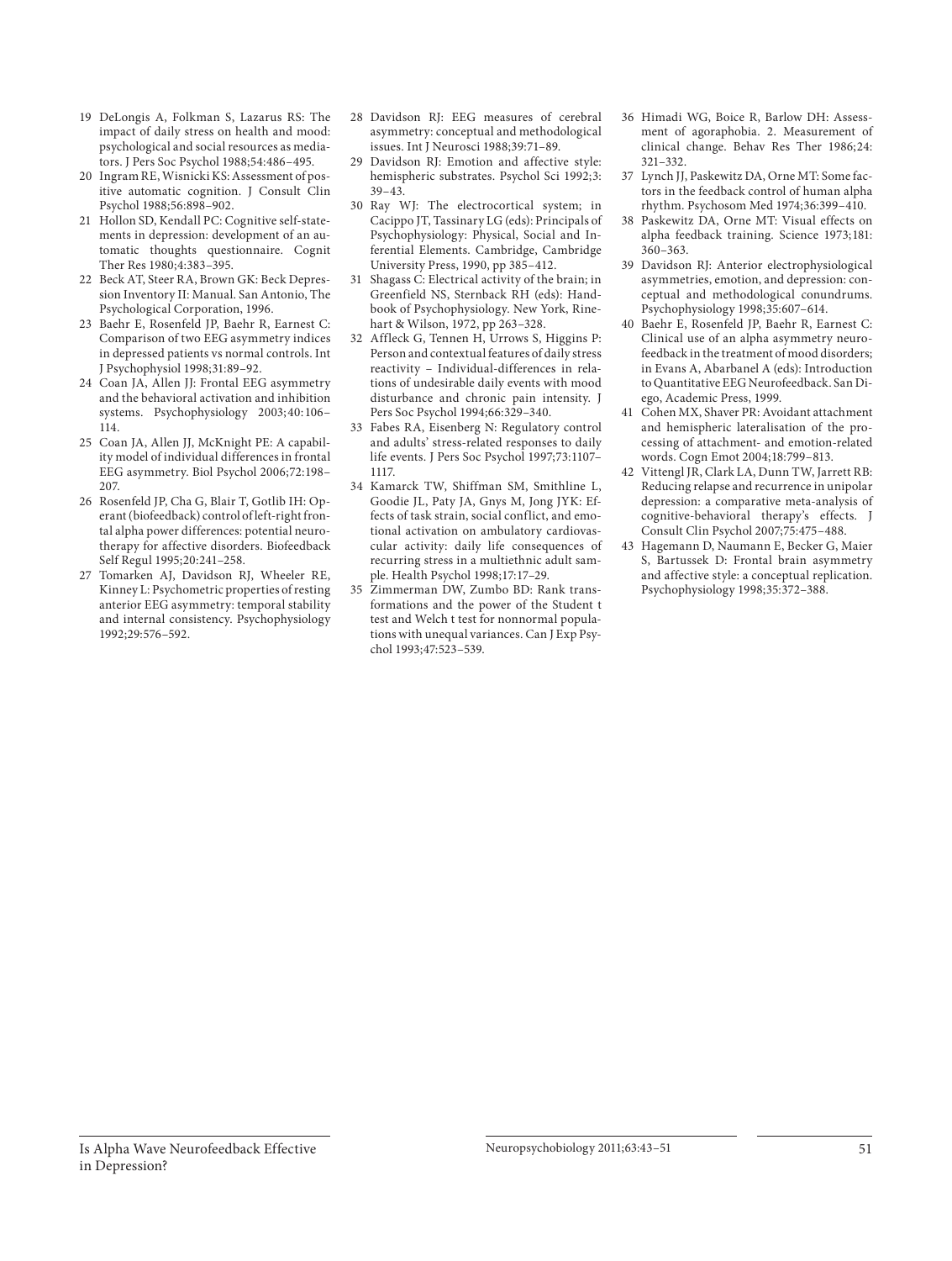19 DeLongis A, Folkman S, Lazarus RS: The impact of daily stress on health and mood: psychological and social resources as mediators. J Pers Soc Psychol 1988;54:486–495.

20 Ingram RE, Wisnicki KS: Assessment of positive automatic cognition. J Consult Clin Psychol 1988;56:898–902.

21 Hollon SD, Kendall PC: Cognitive self-statements in depression: development of an automatic thoughts questionnaire. Cognit Ther Res 1980;4:383–395.

22 Beck AT, Steer RA, Brown GK: Beck Depression Inventory II: Manual. San Antonio, The Psychological Corporation, 1996.

23 Baehr E, Rosenfeld JP, Baehr R, Earnest C: Comparison of two EEG asymmetry indices in depressed patients vs normal controls. Int J Psychophysiol 1998;31:89–92.

24 Coan JA, Allen JJ: Frontal EEG asymmetry and the behavioral activation and inhibition systems. Psychophysiology 2003;40:106–114.

25 Coan JA, Allen JJ, McKnight PE: A capability model of individual differences in frontal EEG asymmetry. Biol Psychol 2006;72:198–207.

26 Rosenfeld JP, Cha G, Blair T, Gotlib IH: Operant (biofeedback) control of left-right frontal alpha power differences: potential neurotherapy for affective disorders. Biofeedback Self Regul 1995;20:241–258.

27 Tomarken AJ, Davidson RJ, Wheeler RE, Kinney L: Psychometric properties of resting anterior EEG asymmetry: temporal stability and internal consistency. Psychophysiology 1992;29:576–592.

28 Davidson RJ: EEG measures of cerebral asymmetry: conceptual and methodological issues. Int J Neurosci 1988;39:71–89.

29 Davidson RJ: Emotion and affective style: hemispheric substrates. Psychol Sci 1992;3:39–43.

30 Ray WJ: The electrocortical system; in Cacippo JT, Tassinary LG (eds): Principals of Psychophysiology: Physical, Social and Inferential Elements. Cambridge, Cambridge University Press, 1990, pp 385–412.

31 Shagass C: Electrical activity of the brain; in Greenfield NS, Sternback RH (eds): Handbook of Psychophysiology. New York, Rinehart & Wilson, 1972, pp 263–328.

32 Affleck G, Tennen H, Urrows S, Higgins P: Person and contextual features of daily stress reactivity – Individual-differences in relations of undesirable daily events with mood disturbance and chronic pain intensity. J Pers Soc Psychol 1994;66:329–340.

33 Fabes RA, Eisenberg N: Regulatory control and adults' stress-related responses to daily life events. J Pers Soc Psychol 1997;73:1107–1117.

34 Kamarck TW, Shiffman SM, Smithline L, Goodie JL, Paty JA, Gnys M, Jong JYK: Effects of task strain, social conflict, and emotional activation on ambulatory cardiovascular activity: daily life consequences of recurring stress in a multiethnic adult sample. Health Psychol 1998;17:17–29.

35 Zimmerman DW, Zumbo BD: Rank transformations and the power of the Student t test and Welch t test for nonnormal populations with unequal variances. Can J Exp Psychol 1993;47:523–539.

36 Himadi WG, Boice R, Barlow DH: Assessment of agoraphobia. 2. Measurement of clinical change. Behav Res Ther 1986;24:321–332.

37 Lynch JJ, Paskewitz DA, Orne MT: Some factors in the feedback control of human alpha rhythm. Psychosom Med 1974;36:399–410.

38 Paskewitz DA, Orne MT: Visual effects on alpha feedback training. Science 1973;181:360–363.

39 Davidson RJ: Anterior electrophysiological asymmetries, emotion, and depression: conceptual and methodological conundrums. Psychophysiology 1998;35:607–614.

40 Baehr E, Rosenfeld JP, Baehr R, Earnest C: Clinical use of an alpha asymmetry neurofeedback in the treatment of mood disorders; in Evans A, Abarbanel A (eds): Introduction to Quantitative EEG Neurofeedback. San Diego, Academic Press, 1999.

41 Cohen MX, Shaver PR: Avoidant attachment and hemispheric lateralisation of the processing of attachment- and emotion-related words. Cogn Emot 2004;18:799–813.

42 Vittengl JR, Clark LA, Dunn TW, Jarrett RB: Reducing relapse and recurrence in unipolar depression: a comparative meta-analysis of cognitive-behavioral therapy's effects. J Consult Clin Psychol 2007;75:475–488.

43 Hagemann D, Naumann E, Becker G, Maier S, Bartussek D: Frontal brain asymmetry and affective style: a conceptual replication. Psychophysiology 1998;35:372–388.